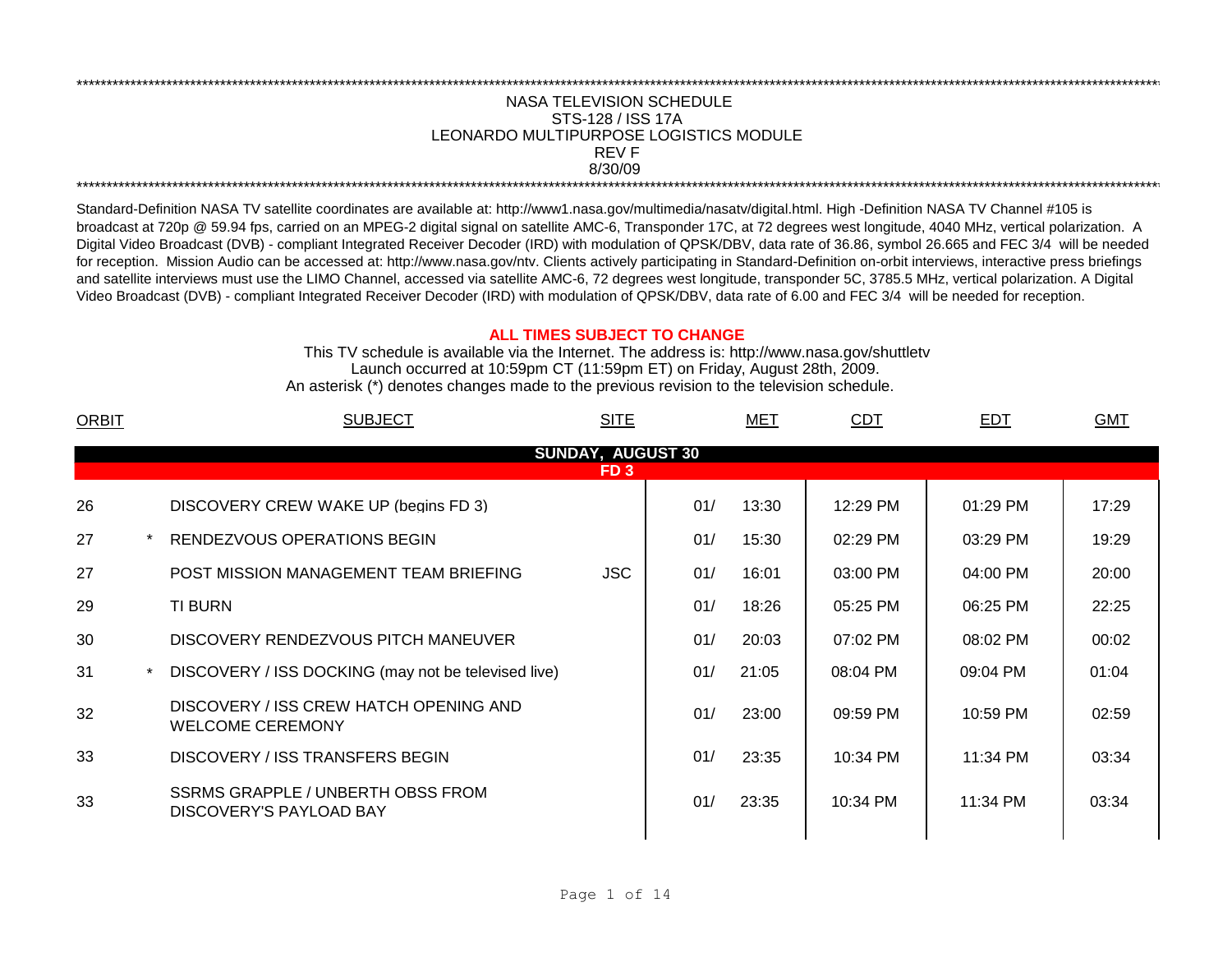# NASA TELEVISION SCHEDULE
## STS-128 / ISS 17A
## LEONARDO MULTIPURPOSE LOGISTICS MODULE
## REV F
## 8/30/09

Standard-Definition NASA TV satellite coordinates are available at: http://www1.nasa.gov/multimedia/nasatv/digital.html. High -Definition NASA TV Channel #105 is broadcast at 720p @ 59.94 fps, carried on an MPEG-2 digital signal on satellite AMC-6, Transponder 17C, at 72 degrees west longitude, 4040 MHz, vertical polarization. A Digital Video Broadcast (DVB) - compliant Integrated Receiver Decoder (IRD) with modulation of QPSK/DBV, data rate of 36.86, symbol 26.665 and FEC 3/4 will be needed for reception. Mission Audio can be accessed at: http://www.nasa.gov/ntv. Clients actively participating in Standard-Definition on-orbit interviews, interactive press briefings and satellite interviews must use the LIMO Channel, accessed via satellite AMC-6, 72 degrees west longitude, transponder 5C, 3785.5 MHz, vertical polarization. A Digital Video Broadcast (DVB) - compliant Integrated Receiver Decoder (IRD) with modulation of QPSK/DBV, data rate of 6.00 and FEC 3/4 will be needed for reception.

**ALL TIMES SUBJECT TO CHANGE**

This TV schedule is available via the Internet. The address is: http://www.nasa.gov/shuttletv
Launch occurred at 10:59pm CT (11:59pm ET) on Friday, August 28th, 2009.
An asterisk (*) denotes changes made to the previous revision to the television schedule.

| ORBIT | | SUBJECT | SITE | MET | | CDT | EDT | GMT |
|---|---|---|---|---|---|---|---|---|
| **SUNDAY, AUGUST 30** | | | | | | | | |
| **FD 3** | | | | | | | | |
| 26 | | DISCOVERY CREW WAKE UP (begins FD 3) | | 01/ | 13:30 | 12:29 PM | 01:29 PM | 17:29 |
| 27 | * | RENDEZVOUS OPERATIONS BEGIN | | 01/ | 15:30 | 02:29 PM | 03:29 PM | 19:29 |
| 27 | | POST MISSION MANAGEMENT TEAM BRIEFING | JSC | 01/ | 16:01 | 03:00 PM | 04:00 PM | 20:00 |
| 29 | | TI BURN | | 01/ | 18:26 | 05:25 PM | 06:25 PM | 22:25 |
| 30 | | DISCOVERY RENDEZVOUS PITCH MANEUVER | | 01/ | 20:03 | 07:02 PM | 08:02 PM | 00:02 |
| 31 | * | DISCOVERY / ISS DOCKING (may not be televised live) | | 01/ | 21:05 | 08:04 PM | 09:04 PM | 01:04 |
| 32 | | DISCOVERY / ISS CREW HATCH OPENING AND WELCOME CEREMONY | | 01/ | 23:00 | 09:59 PM | 10:59 PM | 02:59 |
| 33 | | DISCOVERY / ISS TRANSFERS BEGIN | | 01/ | 23:35 | 10:34 PM | 11:34 PM | 03:34 |
| 33 | | SSRMS GRAPPLE / UNBERTH OBSS FROM DISCOVERY'S PAYLOAD BAY | | 01/ | 23:35 | 10:34 PM | 11:34 PM | 03:34 |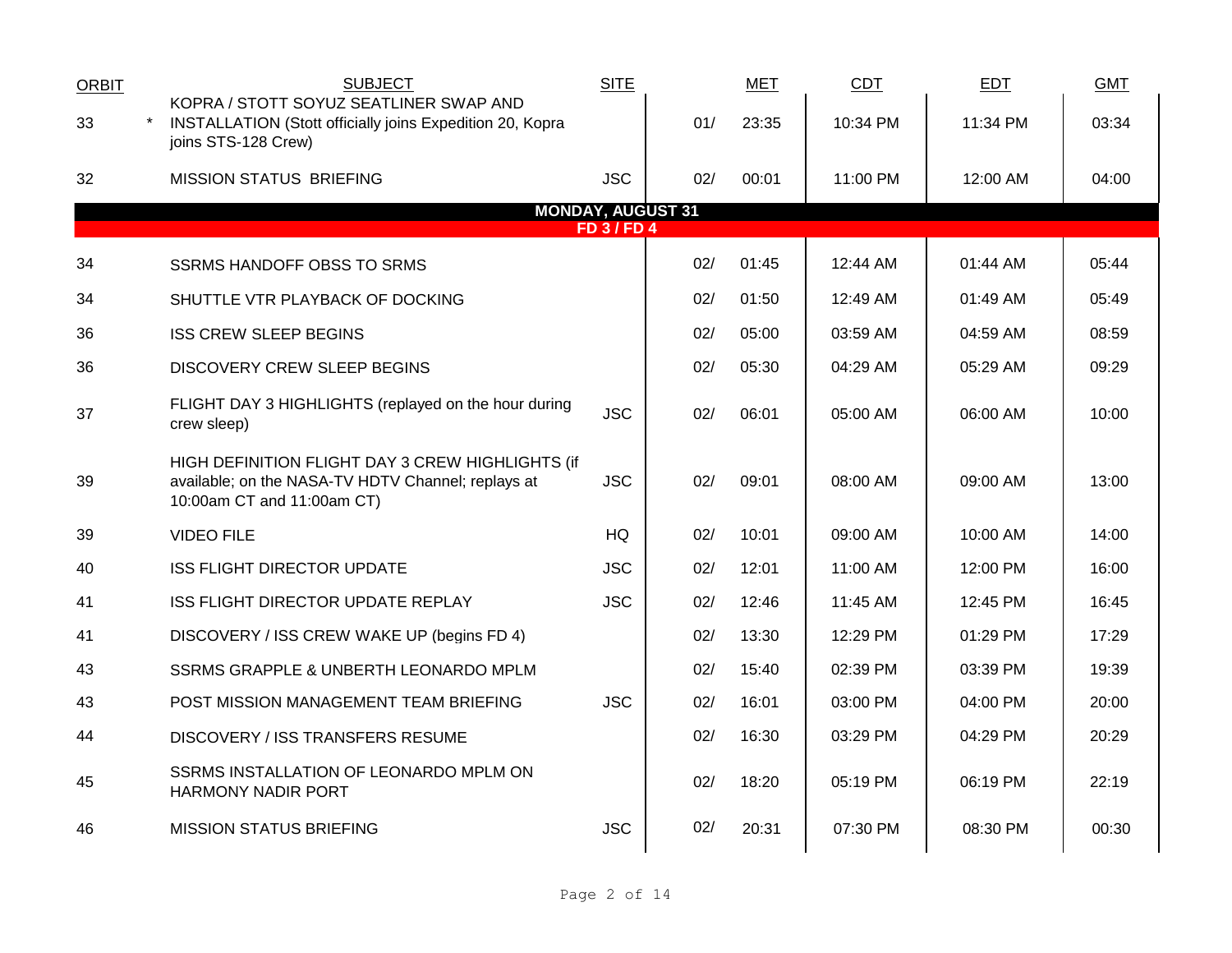| ORBIT | | SUBJECT | SITE | | MET | CDT | EDT | GMT |
|---|---|---|---|---|---|---|---|---|
| 33 | * | KOPRA / STOTT SOYUZ SEATLINER SWAP AND INSTALLATION (Stott officially joins Expedition 20, Kopra joins STS-128 Crew) | | 01/ | 23:35 | 10:34 PM | 11:34 PM | 03:34 |
| 32 | | MISSION STATUS BRIEFING | JSC | 02/ | 00:01 | 11:00 PM | 12:00 AM | 04:00 |
| | | **MONDAY, AUGUST 31** | | | | | | |
| | | **FD 3 / FD 4** | | | | | | |
| 34 | | SSRMS HANDOFF OBSS TO SRMS | | 02/ | 01:45 | 12:44 AM | 01:44 AM | 05:44 |
| 34 | | SHUTTLE VTR PLAYBACK OF DOCKING | | 02/ | 01:50 | 12:49 AM | 01:49 AM | 05:49 |
| 36 | | ISS CREW SLEEP BEGINS | | 02/ | 05:00 | 03:59 AM | 04:59 AM | 08:59 |
| 36 | | DISCOVERY CREW SLEEP BEGINS | | 02/ | 05:30 | 04:29 AM | 05:29 AM | 09:29 |
| 37 | | FLIGHT DAY 3 HIGHLIGHTS (replayed on the hour during crew sleep) | JSC | 02/ | 06:01 | 05:00 AM | 06:00 AM | 10:00 |
| 39 | | HIGH DEFINITION FLIGHT DAY 3 CREW HIGHLIGHTS (if available; on the NASA-TV HDTV Channel; replays at 10:00am CT and 11:00am CT) | JSC | 02/ | 09:01 | 08:00 AM | 09:00 AM | 13:00 |
| 39 | | VIDEO FILE | HQ | 02/ | 10:01 | 09:00 AM | 10:00 AM | 14:00 |
| 40 | | ISS FLIGHT DIRECTOR UPDATE | JSC | 02/ | 12:01 | 11:00 AM | 12:00 PM | 16:00 |
| 41 | | ISS FLIGHT DIRECTOR UPDATE REPLAY | JSC | 02/ | 12:46 | 11:45 AM | 12:45 PM | 16:45 |
| 41 | | DISCOVERY / ISS CREW WAKE UP (begins FD 4) | | 02/ | 13:30 | 12:29 PM | 01:29 PM | 17:29 |
| 43 | | SSRMS GRAPPLE & UNBERTH LEONARDO MPLM | | 02/ | 15:40 | 02:39 PM | 03:39 PM | 19:39 |
| 43 | | POST MISSION MANAGEMENT TEAM BRIEFING | JSC | 02/ | 16:01 | 03:00 PM | 04:00 PM | 20:00 |
| 44 | | DISCOVERY / ISS TRANSFERS RESUME | | 02/ | 16:30 | 03:29 PM | 04:29 PM | 20:29 |
| 45 | | SSRMS INSTALLATION OF LEONARDO MPLM ON HARMONY NADIR PORT | | 02/ | 18:20 | 05:19 PM | 06:19 PM | 22:19 |
| 46 | | MISSION STATUS BRIEFING | JSC | 02/ | 20:31 | 07:30 PM | 08:30 PM | 00:30 |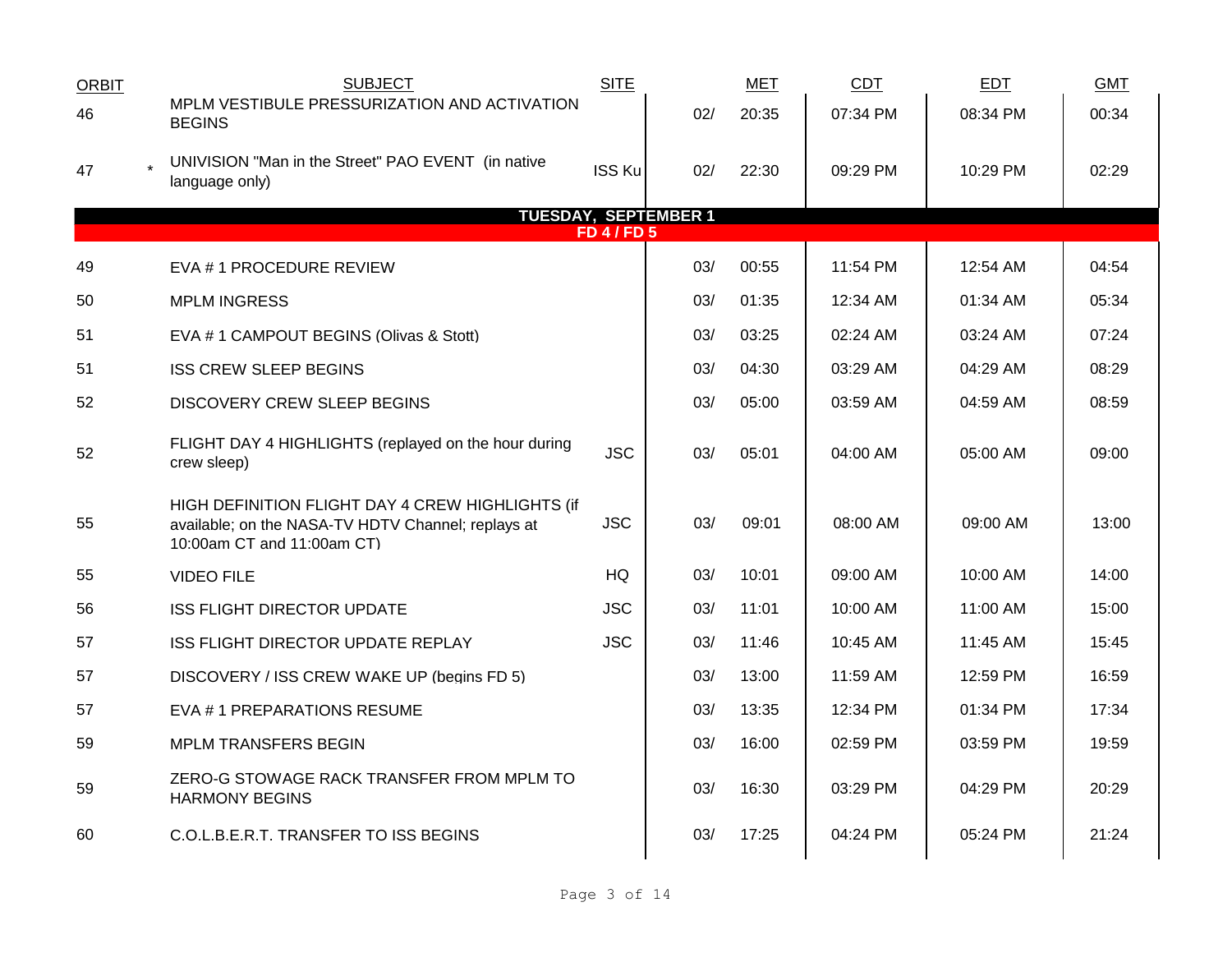| ORBIT | | SUBJECT | SITE | | MET | CDT | EDT | GMT |
|---|---|---|---|---|---|---|---|---|
| 46 | | MPLM VESTIBULE PRESSURIZATION AND ACTIVATION BEGINS | | 02/ | 20:35 | 07:34 PM | 08:34 PM | 00:34 |
| 47 | * | UNIVISION "Man in the Street" PAO EVENT (in native language only) | ISS Ku | 02/ | 22:30 | 09:29 PM | 10:29 PM | 02:29 |
| | | **TUESDAY, SEPTEMBER 1** | | | | | | |
| | | **FD 4 / FD 5** | | | | | | |
| 49 | | EVA # 1 PROCEDURE REVIEW | | 03/ | 00:55 | 11:54 PM | 12:54 AM | 04:54 |
| 50 | | MPLM INGRESS | | 03/ | 01:35 | 12:34 AM | 01:34 AM | 05:34 |
| 51 | | EVA # 1 CAMPOUT BEGINS (Olivas & Stott) | | 03/ | 03:25 | 02:24 AM | 03:24 AM | 07:24 |
| 51 | | ISS CREW SLEEP BEGINS | | 03/ | 04:30 | 03:29 AM | 04:29 AM | 08:29 |
| 52 | | DISCOVERY CREW SLEEP BEGINS | | 03/ | 05:00 | 03:59 AM | 04:59 AM | 08:59 |
| 52 | | FLIGHT DAY 4 HIGHLIGHTS (replayed on the hour during crew sleep) | JSC | 03/ | 05:01 | 04:00 AM | 05:00 AM | 09:00 |
| 55 | | HIGH DEFINITION FLIGHT DAY 4 CREW HIGHLIGHTS (if available; on the NASA-TV HDTV Channel; replays at 10:00am CT and 11:00am CT) | JSC | 03/ | 09:01 | 08:00 AM | 09:00 AM | 13:00 |
| 55 | | VIDEO FILE | HQ | 03/ | 10:01 | 09:00 AM | 10:00 AM | 14:00 |
| 56 | | ISS FLIGHT DIRECTOR UPDATE | JSC | 03/ | 11:01 | 10:00 AM | 11:00 AM | 15:00 |
| 57 | | ISS FLIGHT DIRECTOR UPDATE REPLAY | JSC | 03/ | 11:46 | 10:45 AM | 11:45 AM | 15:45 |
| 57 | | DISCOVERY / ISS CREW WAKE UP (begins FD 5) | | 03/ | 13:00 | 11:59 AM | 12:59 PM | 16:59 |
| 57 | | EVA # 1 PREPARATIONS RESUME | | 03/ | 13:35 | 12:34 PM | 01:34 PM | 17:34 |
| 59 | | MPLM TRANSFERS BEGIN | | 03/ | 16:00 | 02:59 PM | 03:59 PM | 19:59 |
| 59 | | ZERO-G STOWAGE RACK TRANSFER FROM MPLM TO HARMONY BEGINS | | 03/ | 16:30 | 03:29 PM | 04:29 PM | 20:29 |
| 60 | | C.O.L.B.E.R.T. TRANSFER TO ISS BEGINS | | 03/ | 17:25 | 04:24 PM | 05:24 PM | 21:24 |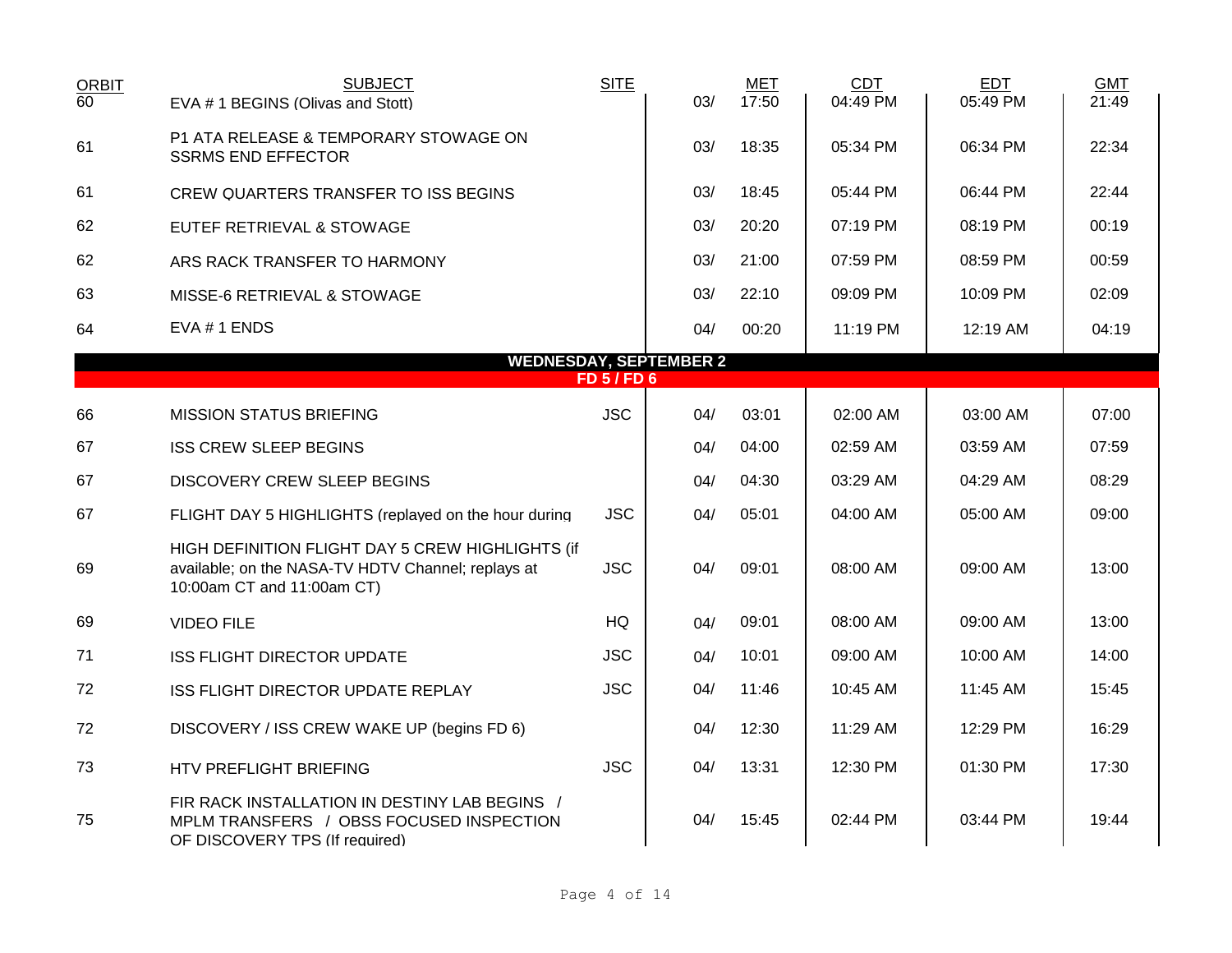| ORBIT | SUBJECT | SITE | | MET | CDT | EDT | GMT |
|---|---|---|---|---|---|---|---|
| 60 | EVA # 1 BEGINS (Olivas and Stott) | | 03/ | 17:50 | 04:49 PM | 05:49 PM | 21:49 |
| 61 | P1 ATA RELEASE & TEMPORARY STOWAGE ON SSRMS END EFFECTOR | | 03/ | 18:35 | 05:34 PM | 06:34 PM | 22:34 |
| 61 | CREW QUARTERS TRANSFER TO ISS BEGINS | | 03/ | 18:45 | 05:44 PM | 06:44 PM | 22:44 |
| 62 | EUTEF RETRIEVAL & STOWAGE | | 03/ | 20:20 | 07:19 PM | 08:19 PM | 00:19 |
| 62 | ARS RACK TRANSFER TO HARMONY | | 03/ | 21:00 | 07:59 PM | 08:59 PM | 00:59 |
| 63 | MISSE-6 RETRIEVAL & STOWAGE | | 03/ | 22:10 | 09:09 PM | 10:09 PM | 02:09 |
| 64 | EVA # 1 ENDS | | 04/ | 00:20 | 11:19 PM | 12:19 AM | 04:19 |
| | **WEDNESDAY, SEPTEMBER 2** | | | | | | |
| | **FD 5 / FD 6** | | | | | | |
| 66 | MISSION STATUS BRIEFING | JSC | 04/ | 03:01 | 02:00 AM | 03:00 AM | 07:00 |
| 67 | ISS CREW SLEEP BEGINS | | 04/ | 04:00 | 02:59 AM | 03:59 AM | 07:59 |
| 67 | DISCOVERY CREW SLEEP BEGINS | | 04/ | 04:30 | 03:29 AM | 04:29 AM | 08:29 |
| 67 | FLIGHT DAY 5 HIGHLIGHTS (replayed on the hour during | JSC | 04/ | 05:01 | 04:00 AM | 05:00 AM | 09:00 |
| 69 | HIGH DEFINITION FLIGHT DAY 5 CREW HIGHLIGHTS (if available; on the NASA-TV HDTV Channel; replays at 10:00am CT and 11:00am CT) | JSC | 04/ | 09:01 | 08:00 AM | 09:00 AM | 13:00 |
| 69 | VIDEO FILE | HQ | 04/ | 09:01 | 08:00 AM | 09:00 AM | 13:00 |
| 71 | ISS FLIGHT DIRECTOR UPDATE | JSC | 04/ | 10:01 | 09:00 AM | 10:00 AM | 14:00 |
| 72 | ISS FLIGHT DIRECTOR UPDATE REPLAY | JSC | 04/ | 11:46 | 10:45 AM | 11:45 AM | 15:45 |
| 72 | DISCOVERY / ISS CREW WAKE UP (begins FD 6) | | 04/ | 12:30 | 11:29 AM | 12:29 PM | 16:29 |
| 73 | HTV PREFLIGHT BRIEFING | JSC | 04/ | 13:31 | 12:30 PM | 01:30 PM | 17:30 |
| 75 | FIR RACK INSTALLATION IN DESTINY LAB BEGINS / MPLM TRANSFERS / OBSS FOCUSED INSPECTION OF DISCOVERY TPS (If required) | | 04/ | 15:45 | 02:44 PM | 03:44 PM | 19:44 |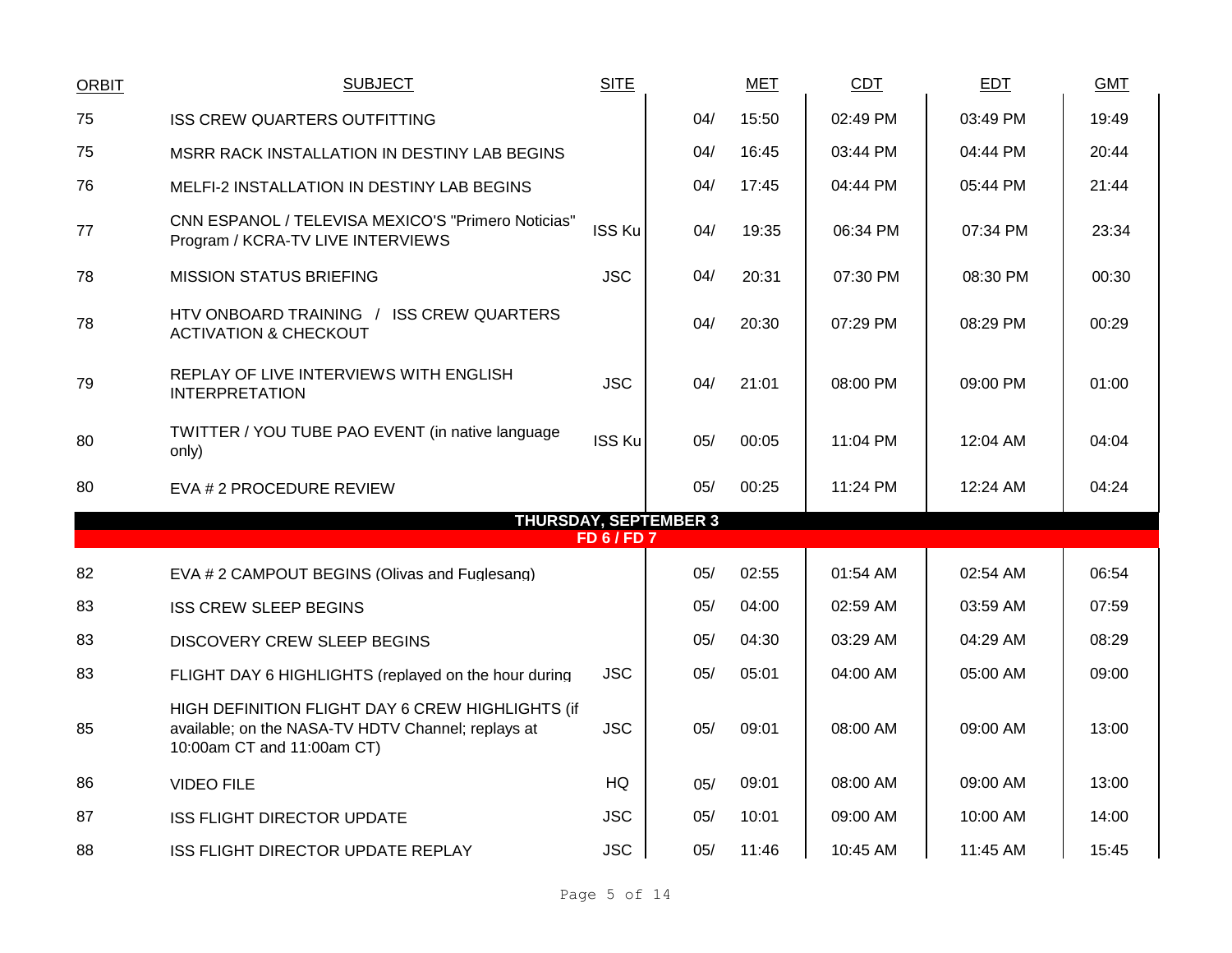| ORBIT | SUBJECT | SITE | MET | | CDT | EDT | GMT |
|---|---|---|---|---|---|---|---|
| 75 | ISS CREW QUARTERS OUTFITTING | | 04/ | 15:50 | 02:49 PM | 03:49 PM | 19:49 |
| 75 | MSRR RACK INSTALLATION IN DESTINY LAB BEGINS | | 04/ | 16:45 | 03:44 PM | 04:44 PM | 20:44 |
| 76 | MELFI-2 INSTALLATION IN DESTINY LAB BEGINS | | 04/ | 17:45 | 04:44 PM | 05:44 PM | 21:44 |
| 77 | CNN ESPANOL / TELEVISA MEXICO'S "Primero Noticias" Program / KCRA-TV LIVE INTERVIEWS | ISS Ku | 04/ | 19:35 | 06:34 PM | 07:34 PM | 23:34 |
| 78 | MISSION STATUS BRIEFING | JSC | 04/ | 20:31 | 07:30 PM | 08:30 PM | 00:30 |
| 78 | HTV ONBOARD TRAINING / ISS CREW QUARTERS ACTIVATION & CHECKOUT | | 04/ | 20:30 | 07:29 PM | 08:29 PM | 00:29 |
| 79 | REPLAY OF LIVE INTERVIEWS WITH ENGLISH INTERPRETATION | JSC | 04/ | 21:01 | 08:00 PM | 09:00 PM | 01:00 |
| 80 | TWITTER / YOU TUBE PAO EVENT (in native language only) | ISS Ku | 05/ | 00:05 | 11:04 PM | 12:04 AM | 04:04 |
| 80 | EVA # 2 PROCEDURE REVIEW | | 05/ | 00:25 | 11:24 PM | 12:24 AM | 04:24 |
| | **THURSDAY, SEPTEMBER 3** | | | | | | |
| | **FD 6 / FD 7** | | | | | | |
| 82 | EVA # 2 CAMPOUT BEGINS (Olivas and Fuglesang) | | 05/ | 02:55 | 01:54 AM | 02:54 AM | 06:54 |
| 83 | ISS CREW SLEEP BEGINS | | 05/ | 04:00 | 02:59 AM | 03:59 AM | 07:59 |
| 83 | DISCOVERY CREW SLEEP BEGINS | | 05/ | 04:30 | 03:29 AM | 04:29 AM | 08:29 |
| 83 | FLIGHT DAY 6 HIGHLIGHTS (replayed on the hour during | JSC | 05/ | 05:01 | 04:00 AM | 05:00 AM | 09:00 |
| 85 | HIGH DEFINITION FLIGHT DAY 6 CREW HIGHLIGHTS (if available; on the NASA-TV HDTV Channel; replays at 10:00am CT and 11:00am CT) | JSC | 05/ | 09:01 | 08:00 AM | 09:00 AM | 13:00 |
| 86 | VIDEO FILE | HQ | 05/ | 09:01 | 08:00 AM | 09:00 AM | 13:00 |
| 87 | ISS FLIGHT DIRECTOR UPDATE | JSC | 05/ | 10:01 | 09:00 AM | 10:00 AM | 14:00 |
| 88 | ISS FLIGHT DIRECTOR UPDATE REPLAY | JSC | 05/ | 11:46 | 10:45 AM | 11:45 AM | 15:45 |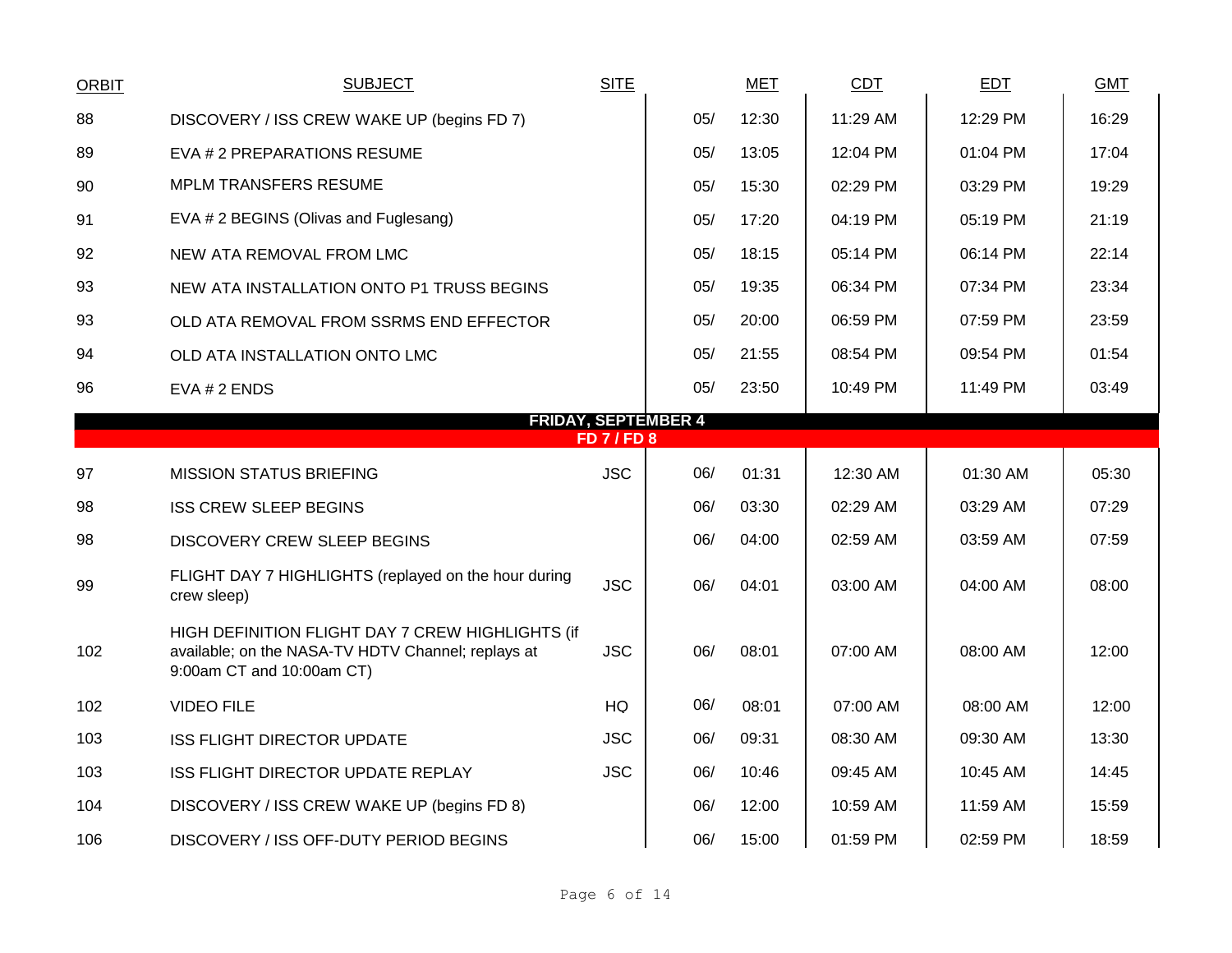| ORBIT | SUBJECT | SITE | MET | | CDT | EDT | GMT |
|---|---|---|---|---|---|---|---|
| 88 | DISCOVERY / ISS CREW WAKE UP (begins FD 7) | | 05/ | 12:30 | 11:29 AM | 12:29 PM | 16:29 |
| 89 | EVA # 2 PREPARATIONS RESUME | | 05/ | 13:05 | 12:04 PM | 01:04 PM | 17:04 |
| 90 | MPLM TRANSFERS RESUME | | 05/ | 15:30 | 02:29 PM | 03:29 PM | 19:29 |
| 91 | EVA # 2 BEGINS (Olivas and Fuglesang) | | 05/ | 17:20 | 04:19 PM | 05:19 PM | 21:19 |
| 92 | NEW ATA REMOVAL FROM LMC | | 05/ | 18:15 | 05:14 PM | 06:14 PM | 22:14 |
| 93 | NEW ATA INSTALLATION ONTO P1 TRUSS BEGINS | | 05/ | 19:35 | 06:34 PM | 07:34 PM | 23:34 |
| 93 | OLD ATA REMOVAL FROM SSRMS END EFFECTOR | | 05/ | 20:00 | 06:59 PM | 07:59 PM | 23:59 |
| 94 | OLD ATA INSTALLATION ONTO LMC | | 05/ | 21:55 | 08:54 PM | 09:54 PM | 01:54 |
| 96 | EVA # 2 ENDS | | 05/ | 23:50 | 10:49 PM | 11:49 PM | 03:49 |
| | **FRIDAY, SEPTEMBER 4** | | | | | | |
| | **FD 7 / FD 8** | | | | | | |
| 97 | MISSION STATUS BRIEFING | JSC | 06/ | 01:31 | 12:30 AM | 01:30 AM | 05:30 |
| 98 | ISS CREW SLEEP BEGINS | | 06/ | 03:30 | 02:29 AM | 03:29 AM | 07:29 |
| 98 | DISCOVERY CREW SLEEP BEGINS | | 06/ | 04:00 | 02:59 AM | 03:59 AM | 07:59 |
| 99 | FLIGHT DAY 7 HIGHLIGHTS (replayed on the hour during crew sleep) | JSC | 06/ | 04:01 | 03:00 AM | 04:00 AM | 08:00 |
| 102 | HIGH DEFINITION FLIGHT DAY 7 CREW HIGHLIGHTS (if available; on the NASA-TV HDTV Channel; replays at 9:00am CT and 10:00am CT) | JSC | 06/ | 08:01 | 07:00 AM | 08:00 AM | 12:00 |
| 102 | VIDEO FILE | HQ | 06/ | 08:01 | 07:00 AM | 08:00 AM | 12:00 |
| 103 | ISS FLIGHT DIRECTOR UPDATE | JSC | 06/ | 09:31 | 08:30 AM | 09:30 AM | 13:30 |
| 103 | ISS FLIGHT DIRECTOR UPDATE REPLAY | JSC | 06/ | 10:46 | 09:45 AM | 10:45 AM | 14:45 |
| 104 | DISCOVERY / ISS CREW WAKE UP (begins FD 8) | | 06/ | 12:00 | 10:59 AM | 11:59 AM | 15:59 |
| 106 | DISCOVERY / ISS OFF-DUTY PERIOD BEGINS | | 06/ | 15:00 | 01:59 PM | 02:59 PM | 18:59 |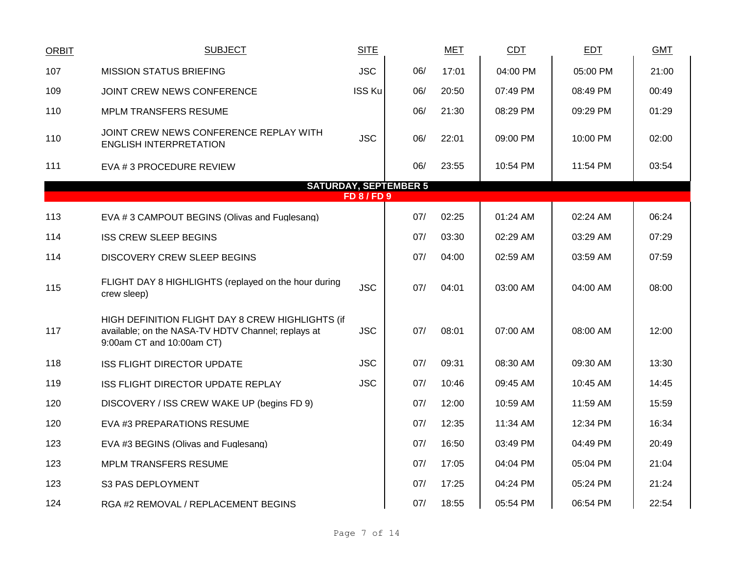| ORBIT | SUBJECT | SITE | | MET | CDT | EDT | GMT |
|---|---|---|---|---|---|---|---|
| 107 | MISSION STATUS BRIEFING | JSC | 06/ | 17:01 | 04:00 PM | 05:00 PM | 21:00 |
| 109 | JOINT CREW NEWS CONFERENCE | ISS Ku | 06/ | 20:50 | 07:49 PM | 08:49 PM | 00:49 |
| 110 | MPLM TRANSFERS RESUME | | 06/ | 21:30 | 08:29 PM | 09:29 PM | 01:29 |
| 110 | JOINT CREW NEWS CONFERENCE REPLAY WITH ENGLISH INTERPRETATION | JSC | 06/ | 22:01 | 09:00 PM | 10:00 PM | 02:00 |
| 111 | EVA # 3 PROCEDURE REVIEW | | 06/ | 23:55 | 10:54 PM | 11:54 PM | 03:54 |
| | **SATURDAY, SEPTEMBER 5** | | | | | | |
| | **FD 8 / FD 9** | | | | | | |
| 113 | EVA # 3 CAMPOUT BEGINS (Olivas and Fuglesang) | | 07/ | 02:25 | 01:24 AM | 02:24 AM | 06:24 |
| 114 | ISS CREW SLEEP BEGINS | | 07/ | 03:30 | 02:29 AM | 03:29 AM | 07:29 |
| 114 | DISCOVERY CREW SLEEP BEGINS | | 07/ | 04:00 | 02:59 AM | 03:59 AM | 07:59 |
| 115 | FLIGHT DAY 8 HIGHLIGHTS (replayed on the hour during crew sleep) | JSC | 07/ | 04:01 | 03:00 AM | 04:00 AM | 08:00 |
| 117 | HIGH DEFINITION FLIGHT DAY 8 CREW HIGHLIGHTS (if available; on the NASA-TV HDTV Channel; replays at 9:00am CT and 10:00am CT) | JSC | 07/ | 08:01 | 07:00 AM | 08:00 AM | 12:00 |
| 118 | ISS FLIGHT DIRECTOR UPDATE | JSC | 07/ | 09:31 | 08:30 AM | 09:30 AM | 13:30 |
| 119 | ISS FLIGHT DIRECTOR UPDATE REPLAY | JSC | 07/ | 10:46 | 09:45 AM | 10:45 AM | 14:45 |
| 120 | DISCOVERY / ISS CREW WAKE UP (begins FD 9) | | 07/ | 12:00 | 10:59 AM | 11:59 AM | 15:59 |
| 120 | EVA #3 PREPARATIONS RESUME | | 07/ | 12:35 | 11:34 AM | 12:34 PM | 16:34 |
| 123 | EVA #3 BEGINS (Olivas and Fuglesang) | | 07/ | 16:50 | 03:49 PM | 04:49 PM | 20:49 |
| 123 | MPLM TRANSFERS RESUME | | 07/ | 17:05 | 04:04 PM | 05:04 PM | 21:04 |
| 123 | S3 PAS DEPLOYMENT | | 07/ | 17:25 | 04:24 PM | 05:24 PM | 21:24 |
| 124 | RGA #2 REMOVAL / REPLACEMENT BEGINS | | 07/ | 18:55 | 05:54 PM | 06:54 PM | 22:54 |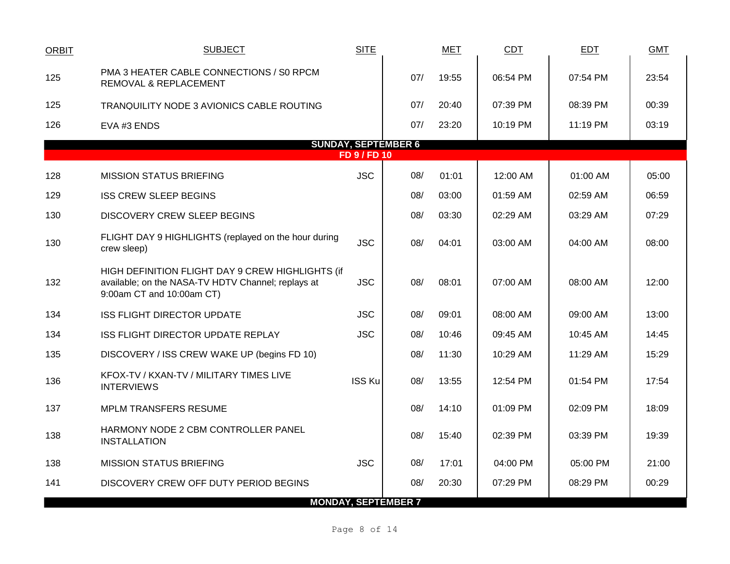| ORBIT | SUBJECT | SITE | MET | | CDT | EDT | GMT |
|---|---|---|---|---|---|---|---|
| 125 | PMA 3 HEATER CABLE CONNECTIONS / S0 RPCM REMOVAL & REPLACEMENT | | 07/ | 19:55 | 06:54 PM | 07:54 PM | 23:54 |
| 125 | TRANQUILITY NODE 3 AVIONICS CABLE ROUTING | | 07/ | 20:40 | 07:39 PM | 08:39 PM | 00:39 |
| 126 | EVA #3 ENDS | | 07/ | 23:20 | 10:19 PM | 11:19 PM | 03:19 |
| | **SUNDAY, SEPTEMBER 6** | | | | | | |
| | **FD 9 / FD 10** | | | | | | |
| 128 | MISSION STATUS BRIEFING | JSC | 08/ | 01:01 | 12:00 AM | 01:00 AM | 05:00 |
| 129 | ISS CREW SLEEP BEGINS | | 08/ | 03:00 | 01:59 AM | 02:59 AM | 06:59 |
| 130 | DISCOVERY CREW SLEEP BEGINS | | 08/ | 03:30 | 02:29 AM | 03:29 AM | 07:29 |
| 130 | FLIGHT DAY 9 HIGHLIGHTS (replayed on the hour during crew sleep) | JSC | 08/ | 04:01 | 03:00 AM | 04:00 AM | 08:00 |
| 132 | HIGH DEFINITION FLIGHT DAY 9 CREW HIGHLIGHTS (if available; on the NASA-TV HDTV Channel; replays at 9:00am CT and 10:00am CT) | JSC | 08/ | 08:01 | 07:00 AM | 08:00 AM | 12:00 |
| 134 | ISS FLIGHT DIRECTOR UPDATE | JSC | 08/ | 09:01 | 08:00 AM | 09:00 AM | 13:00 |
| 134 | ISS FLIGHT DIRECTOR UPDATE REPLAY | JSC | 08/ | 10:46 | 09:45 AM | 10:45 AM | 14:45 |
| 135 | DISCOVERY / ISS CREW WAKE UP (begins FD 10) | | 08/ | 11:30 | 10:29 AM | 11:29 AM | 15:29 |
| 136 | KFOX-TV / KXAN-TV / MILITARY TIMES LIVE INTERVIEWS | ISS Ku | 08/ | 13:55 | 12:54 PM | 01:54 PM | 17:54 |
| 137 | MPLM TRANSFERS RESUME | | 08/ | 14:10 | 01:09 PM | 02:09 PM | 18:09 |
| 138 | HARMONY NODE 2 CBM CONTROLLER PANEL INSTALLATION | | 08/ | 15:40 | 02:39 PM | 03:39 PM | 19:39 |
| 138 | MISSION STATUS BRIEFING | JSC | 08/ | 17:01 | 04:00 PM | 05:00 PM | 21:00 |
| 141 | DISCOVERY CREW OFF DUTY PERIOD BEGINS | | 08/ | 20:30 | 07:29 PM | 08:29 PM | 00:29 |
| | **MONDAY, SEPTEMBER 7** | | | | | | |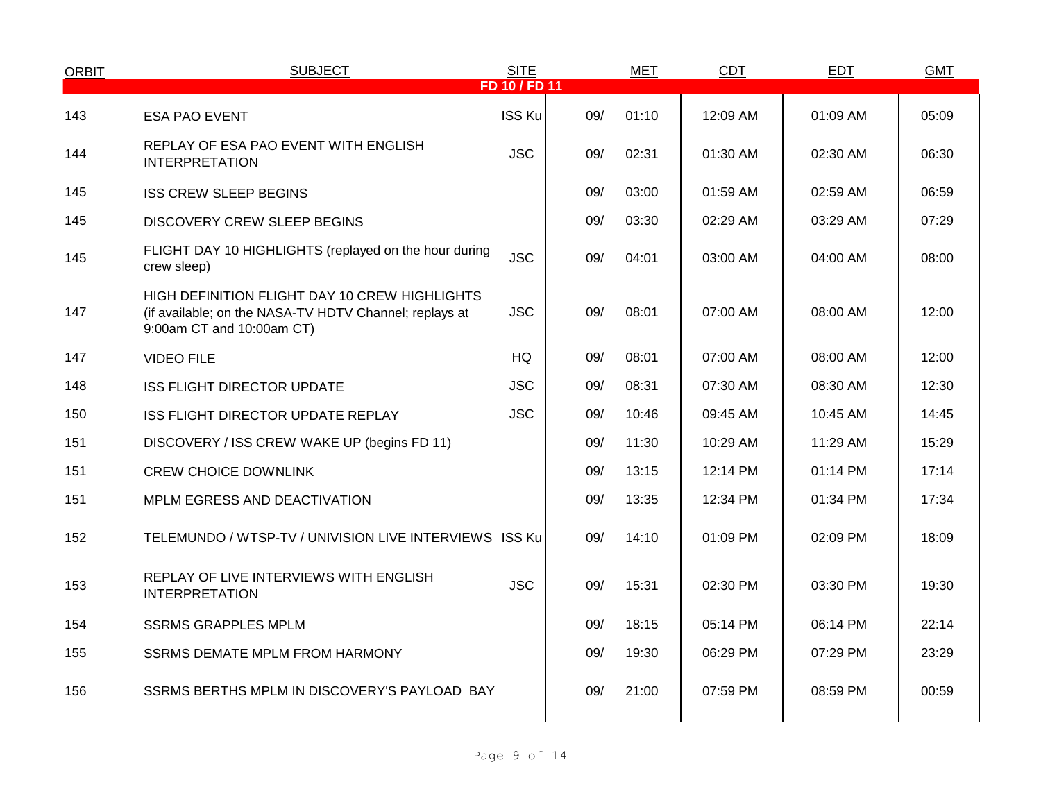| ORBIT | SUBJECT | SITE | MET | | CDT | EDT | GMT |
|---|---|---|---|---|---|---|---|
| | | FD 10 / FD 11 | | | | | |
| 143 | ESA PAO EVENT | ISS Ku | 09/ | 01:10 | 12:09 AM | 01:09 AM | 05:09 |
| 144 | REPLAY OF ESA PAO EVENT WITH ENGLISH INTERPRETATION | JSC | 09/ | 02:31 | 01:30 AM | 02:30 AM | 06:30 |
| 145 | ISS CREW SLEEP BEGINS | | 09/ | 03:00 | 01:59 AM | 02:59 AM | 06:59 |
| 145 | DISCOVERY CREW SLEEP BEGINS | | 09/ | 03:30 | 02:29 AM | 03:29 AM | 07:29 |
| 145 | FLIGHT DAY 10 HIGHLIGHTS (replayed on the hour during crew sleep) | JSC | 09/ | 04:01 | 03:00 AM | 04:00 AM | 08:00 |
| 147 | HIGH DEFINITION FLIGHT DAY 10 CREW HIGHLIGHTS (if available; on the NASA-TV HDTV Channel; replays at 9:00am CT and 10:00am CT) | JSC | 09/ | 08:01 | 07:00 AM | 08:00 AM | 12:00 |
| 147 | VIDEO FILE | HQ | 09/ | 08:01 | 07:00 AM | 08:00 AM | 12:00 |
| 148 | ISS FLIGHT DIRECTOR UPDATE | JSC | 09/ | 08:31 | 07:30 AM | 08:30 AM | 12:30 |
| 150 | ISS FLIGHT DIRECTOR UPDATE REPLAY | JSC | 09/ | 10:46 | 09:45 AM | 10:45 AM | 14:45 |
| 151 | DISCOVERY / ISS CREW WAKE UP (begins FD 11) | | 09/ | 11:30 | 10:29 AM | 11:29 AM | 15:29 |
| 151 | CREW CHOICE DOWNLINK | | 09/ | 13:15 | 12:14 PM | 01:14 PM | 17:14 |
| 151 | MPLM EGRESS AND DEACTIVATION | | 09/ | 13:35 | 12:34 PM | 01:34 PM | 17:34 |
| 152 | TELEMUNDO / WTSP-TV / UNIVISION LIVE INTERVIEWS | ISS Ku | 09/ | 14:10 | 01:09 PM | 02:09 PM | 18:09 |
| 153 | REPLAY OF LIVE INTERVIEWS WITH ENGLISH INTERPRETATION | JSC | 09/ | 15:31 | 02:30 PM | 03:30 PM | 19:30 |
| 154 | SSRMS GRAPPLES MPLM | | 09/ | 18:15 | 05:14 PM | 06:14 PM | 22:14 |
| 155 | SSRMS DEMATE MPLM FROM HARMONY | | 09/ | 19:30 | 06:29 PM | 07:29 PM | 23:29 |
| 156 | SSRMS BERTHS MPLM IN DISCOVERY'S PAYLOAD BAY | | 09/ | 21:00 | 07:59 PM | 08:59 PM | 00:59 |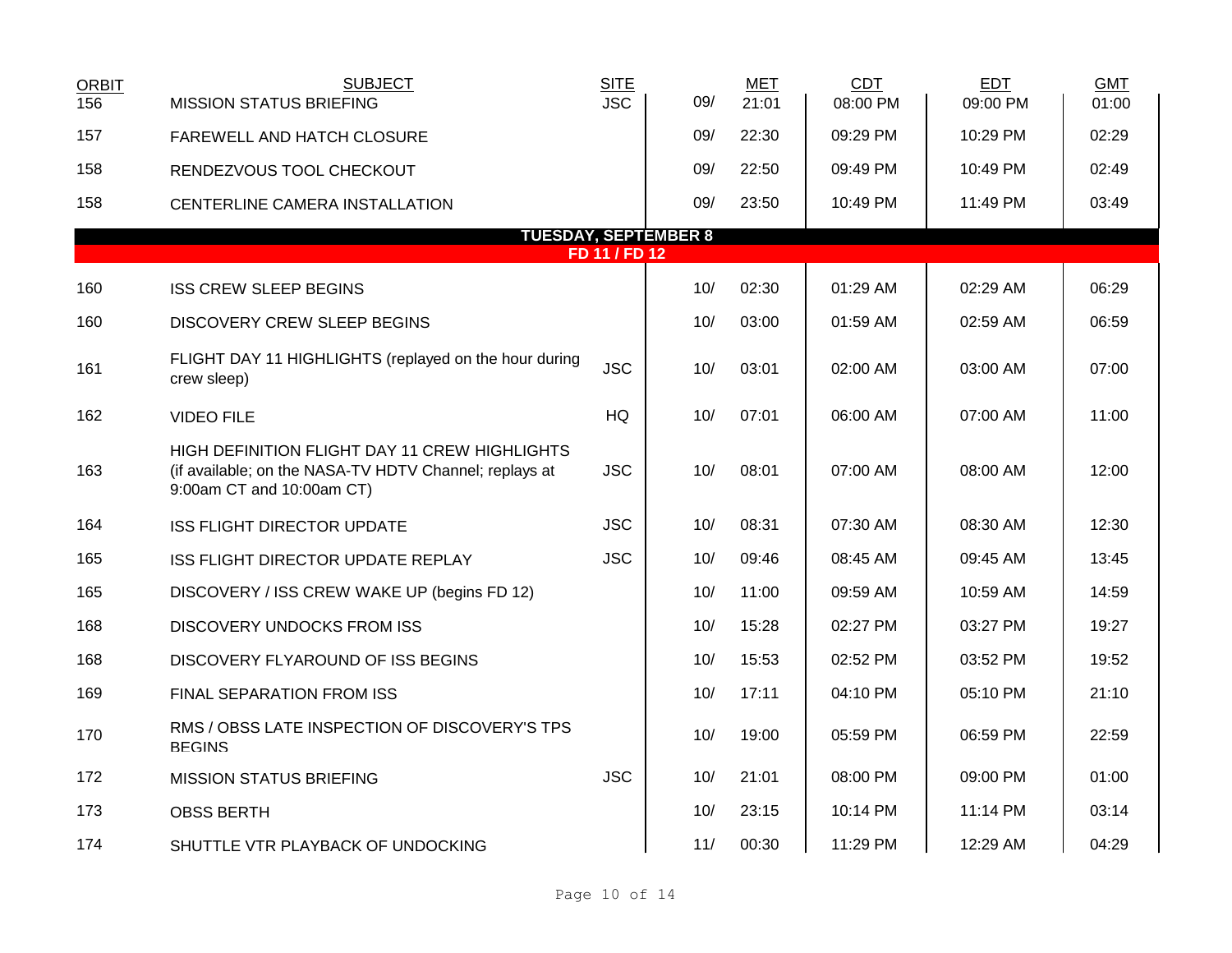| ORBIT | SUBJECT | SITE | | MET | CDT | EDT | GMT |
|---|---|---|---|---|---|---|---|
| 156 | MISSION STATUS BRIEFING | JSC | 09/ | 21:01 | 08:00 PM | 09:00 PM | 01:00 |
| 157 | FAREWELL AND HATCH CLOSURE | | 09/ | 22:30 | 09:29 PM | 10:29 PM | 02:29 |
| 158 | RENDEZVOUS TOOL CHECKOUT | | 09/ | 22:50 | 09:49 PM | 10:49 PM | 02:49 |
| 158 | CENTERLINE CAMERA INSTALLATION | | 09/ | 23:50 | 10:49 PM | 11:49 PM | 03:49 |
| | **TUESDAY, SEPTEMBER 8** | | | | | | |
| | **FD 11 / FD 12** | | | | | | |
| 160 | ISS CREW SLEEP BEGINS | | 10/ | 02:30 | 01:29 AM | 02:29 AM | 06:29 |
| 160 | DISCOVERY CREW SLEEP BEGINS | | 10/ | 03:00 | 01:59 AM | 02:59 AM | 06:59 |
| 161 | FLIGHT DAY 11 HIGHLIGHTS (replayed on the hour during crew sleep) | JSC | 10/ | 03:01 | 02:00 AM | 03:00 AM | 07:00 |
| 162 | VIDEO FILE | HQ | 10/ | 07:01 | 06:00 AM | 07:00 AM | 11:00 |
| 163 | HIGH DEFINITION FLIGHT DAY 11 CREW HIGHLIGHTS (if available; on the NASA-TV HDTV Channel; replays at 9:00am CT and 10:00am CT) | JSC | 10/ | 08:01 | 07:00 AM | 08:00 AM | 12:00 |
| 164 | ISS FLIGHT DIRECTOR UPDATE | JSC | 10/ | 08:31 | 07:30 AM | 08:30 AM | 12:30 |
| 165 | ISS FLIGHT DIRECTOR UPDATE REPLAY | JSC | 10/ | 09:46 | 08:45 AM | 09:45 AM | 13:45 |
| 165 | DISCOVERY / ISS CREW WAKE UP (begins FD 12) | | 10/ | 11:00 | 09:59 AM | 10:59 AM | 14:59 |
| 168 | DISCOVERY UNDOCKS FROM ISS | | 10/ | 15:28 | 02:27 PM | 03:27 PM | 19:27 |
| 168 | DISCOVERY FLYAROUND OF ISS BEGINS | | 10/ | 15:53 | 02:52 PM | 03:52 PM | 19:52 |
| 169 | FINAL SEPARATION FROM ISS | | 10/ | 17:11 | 04:10 PM | 05:10 PM | 21:10 |
| 170 | RMS / OBSS LATE INSPECTION OF DISCOVERY'S TPS BEGINS | | 10/ | 19:00 | 05:59 PM | 06:59 PM | 22:59 |
| 172 | MISSION STATUS BRIEFING | JSC | 10/ | 21:01 | 08:00 PM | 09:00 PM | 01:00 |
| 173 | OBSS BERTH | | 10/ | 23:15 | 10:14 PM | 11:14 PM | 03:14 |
| 174 | SHUTTLE VTR PLAYBACK OF UNDOCKING | | 11/ | 00:30 | 11:29 PM | 12:29 AM | 04:29 |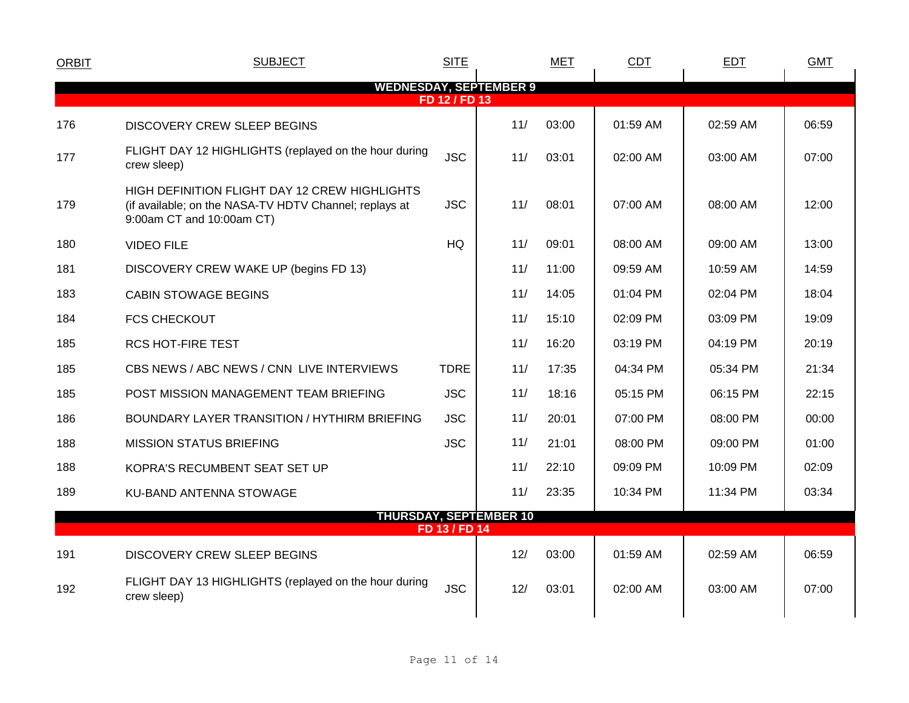| ORBIT | SUBJECT | SITE | MET | | CDT | EDT | GMT |
|---|---|---|---|---|---|---|---|
| **WEDNESDAY, SEPTEMBER 9** | | | | | | | |
| **FD 12 / FD 13** | | | | | | | |
| 176 | DISCOVERY CREW SLEEP BEGINS | | 11/ | 03:00 | 01:59 AM | 02:59 AM | 06:59 |
| 177 | FLIGHT DAY 12 HIGHLIGHTS (replayed on the hour during crew sleep) | JSC | 11/ | 03:01 | 02:00 AM | 03:00 AM | 07:00 |
| 179 | HIGH DEFINITION FLIGHT DAY 12 CREW HIGHLIGHTS (if available; on the NASA-TV HDTV Channel; replays at 9:00am CT and 10:00am CT) | JSC | 11/ | 08:01 | 07:00 AM | 08:00 AM | 12:00 |
| 180 | VIDEO FILE | HQ | 11/ | 09:01 | 08:00 AM | 09:00 AM | 13:00 |
| 181 | DISCOVERY CREW WAKE UP (begins FD 13) | | 11/ | 11:00 | 09:59 AM | 10:59 AM | 14:59 |
| 183 | CABIN STOWAGE BEGINS | | 11/ | 14:05 | 01:04 PM | 02:04 PM | 18:04 |
| 184 | FCS CHECKOUT | | 11/ | 15:10 | 02:09 PM | 03:09 PM | 19:09 |
| 185 | RCS HOT-FIRE TEST | | 11/ | 16:20 | 03:19 PM | 04:19 PM | 20:19 |
| 185 | CBS NEWS / ABC NEWS / CNN LIVE INTERVIEWS | TDRE | 11/ | 17:35 | 04:34 PM | 05:34 PM | 21:34 |
| 185 | POST MISSION MANAGEMENT TEAM BRIEFING | JSC | 11/ | 18:16 | 05:15 PM | 06:15 PM | 22:15 |
| 186 | BOUNDARY LAYER TRANSITION / HYTHIRM BRIEFING | JSC | 11/ | 20:01 | 07:00 PM | 08:00 PM | 00:00 |
| 188 | MISSION STATUS BRIEFING | JSC | 11/ | 21:01 | 08:00 PM | 09:00 PM | 01:00 |
| 188 | KOPRA'S RECUMBENT SEAT SET UP | | 11/ | 22:10 | 09:09 PM | 10:09 PM | 02:09 |
| 189 | KU-BAND ANTENNA STOWAGE | | 11/ | 23:35 | 10:34 PM | 11:34 PM | 03:34 |
| **THURSDAY, SEPTEMBER 10** | | | | | | | |
| **FD 13 / FD 14** | | | | | | | |
| 191 | DISCOVERY CREW SLEEP BEGINS | | 12/ | 03:00 | 01:59 AM | 02:59 AM | 06:59 |
| 192 | FLIGHT DAY 13 HIGHLIGHTS (replayed on the hour during crew sleep) | JSC | 12/ | 03:01 | 02:00 AM | 03:00 AM | 07:00 |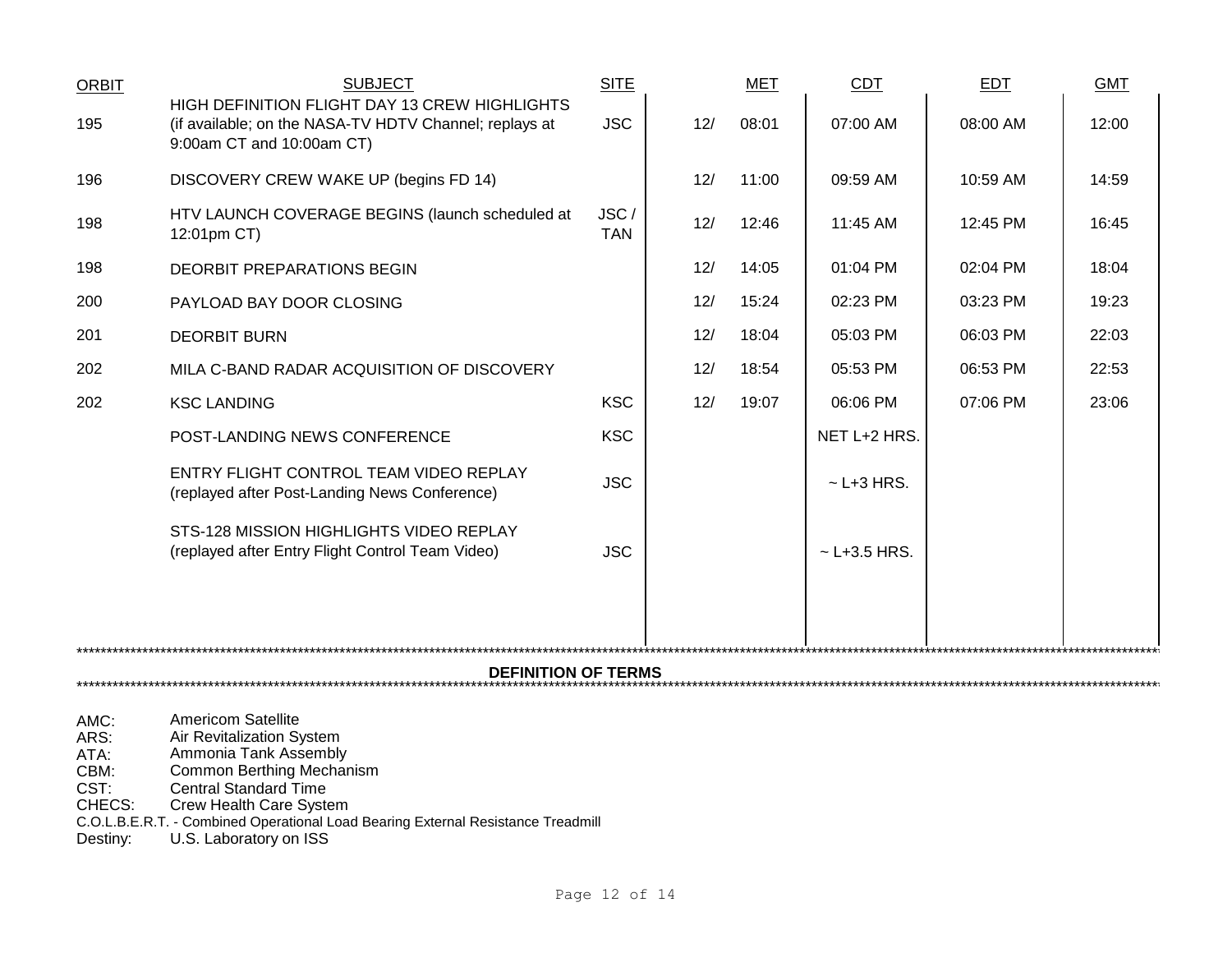| ORBIT | SUBJECT | SITE | MET | | CDT | EDT | GMT |
|---|---|---|---|---|---|---|---|
| 195 | HIGH DEFINITION FLIGHT DAY 13 CREW HIGHLIGHTS (if available; on the NASA-TV HDTV Channel; replays at 9:00am CT and 10:00am CT) | JSC | 12/ | 08:01 | 07:00 AM | 08:00 AM | 12:00 |
| 196 | DISCOVERY CREW WAKE UP (begins FD 14) | | 12/ | 11:00 | 09:59 AM | 10:59 AM | 14:59 |
| 198 | HTV LAUNCH COVERAGE BEGINS (launch scheduled at 12:01pm CT) | JSC / TAN | 12/ | 12:46 | 11:45 AM | 12:45 PM | 16:45 |
| 198 | DEORBIT PREPARATIONS BEGIN | | 12/ | 14:05 | 01:04 PM | 02:04 PM | 18:04 |
| 200 | PAYLOAD BAY DOOR CLOSING | | 12/ | 15:24 | 02:23 PM | 03:23 PM | 19:23 |
| 201 | DEORBIT BURN | | 12/ | 18:04 | 05:03 PM | 06:03 PM | 22:03 |
| 202 | MILA C-BAND RADAR ACQUISITION OF DISCOVERY | | 12/ | 18:54 | 05:53 PM | 06:53 PM | 22:53 |
| 202 | KSC LANDING | KSC | 12/ | 19:07 | 06:06 PM | 07:06 PM | 23:06 |
| | POST-LANDING NEWS CONFERENCE | KSC | | | NET L+2 HRS. | | |
| | ENTRY FLIGHT CONTROL TEAM VIDEO REPLAY (replayed after Post-Landing News Conference) | JSC | | | ~ L+3 HRS. | | |
| | STS-128 MISSION HIGHLIGHTS VIDEO REPLAY (replayed after Entry Flight Control Team Video) | JSC | | | ~ L+3.5 HRS. | | |

## DEFINITION OF TERMS

AMC: Americom Satellite
ARS: Air Revitalization System
ATA: Ammonia Tank Assembly
CBM: Common Berthing Mechanism
CST: Central Standard Time
CHECS: Crew Health Care System
C.O.L.B.E.R.T. - Combined Operational Load Bearing External Resistance Treadmill
Destiny: U.S. Laboratory on ISS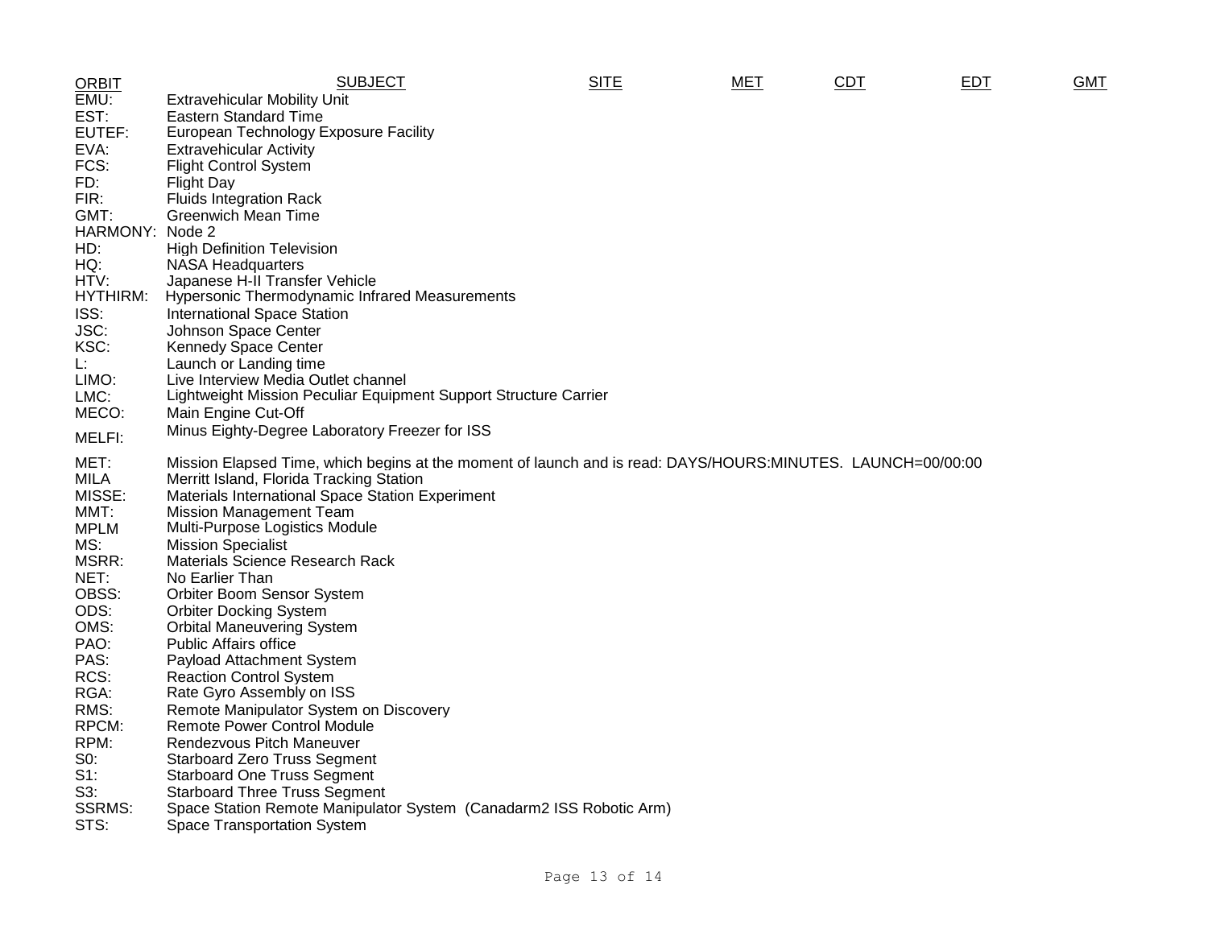| ORBIT | SUBJECT | SITE | MET | CDT | EDT | GMT |
|---|---|---|---|---|---|---|

EMU: Extravehicular Mobility Unit
EST: Eastern Standard Time
EUTEF: European Technology Exposure Facility
EVA: Extravehicular Activity
FCS: Flight Control System
FD: Flight Day
FIR: Fluids Integration Rack
GMT: Greenwich Mean Time
HARMONY: Node 2
HD: High Definition Television
HQ: NASA Headquarters
HTV: Japanese H-II Transfer Vehicle
HYTHIRM: Hypersonic Thermodynamic Infrared Measurements
ISS: International Space Station
JSC: Johnson Space Center
KSC: Kennedy Space Center
L: Launch or Landing time
LIMO: Live Interview Media Outlet channel
LMC: Lightweight Mission Peculiar Equipment Support Structure Carrier
MECO: Main Engine Cut-Off
MELFI: Minus Eighty-Degree Laboratory Freezer for ISS
MET: Mission Elapsed Time, which begins at the moment of launch and is read: DAYS/HOURS:MINUTES. LAUNCH=00/00:00
MILA Merritt Island, Florida Tracking Station
MISSE: Materials International Space Station Experiment
MMT: Mission Management Team
MPLM Multi-Purpose Logistics Module
MS: Mission Specialist
MSRR: Materials Science Research Rack
NET: No Earlier Than
OBSS: Orbiter Boom Sensor System
ODS: Orbiter Docking System
OMS: Orbital Maneuvering System
PAO: Public Affairs office
PAS: Payload Attachment System
RCS: Reaction Control System
RGA: Rate Gyro Assembly on ISS
RMS: Remote Manipulator System on Discovery
RPCM: Remote Power Control Module
RPM: Rendezvous Pitch Maneuver
S0: Starboard Zero Truss Segment
S1: Starboard One Truss Segment
S3: Starboard Three Truss Segment
SSRMS: Space Station Remote Manipulator System (Canadarm2 ISS Robotic Arm)
STS: Space Transportation System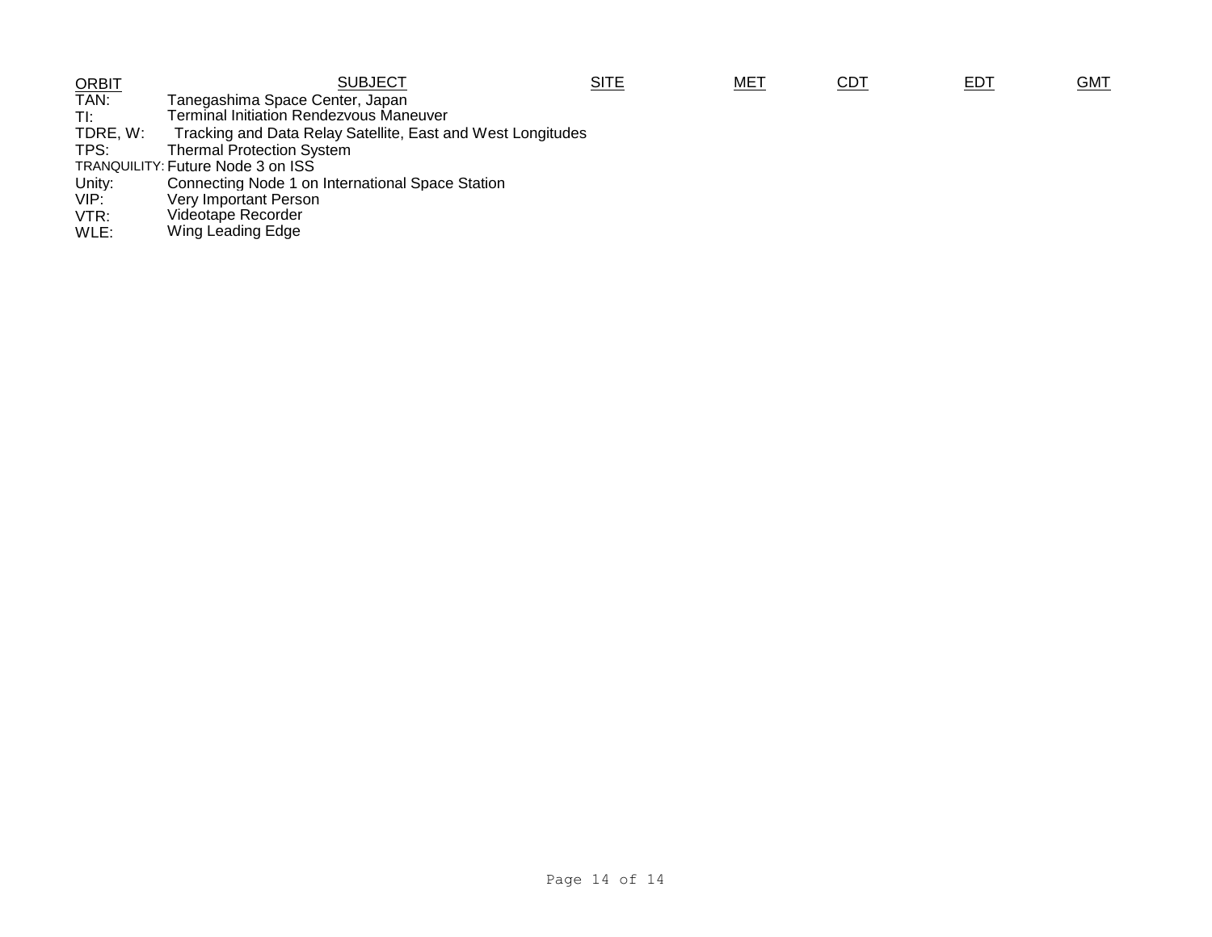| ORBIT | SUBJECT | SITE | MET | CDT | EDT | GMT |
|---|---|---|---|---|---|---|
| TAN: | Tanegashima Space Center, Japan | | | | | |
| TI: | Terminal Initiation Rendezvous Maneuver | | | | | |
| TDRE, W: | Tracking and Data Relay Satellite, East and West Longitudes | | | | | |
| TPS: | Thermal Protection System | | | | | |
| TRANQUILITY: | Future Node 3 on ISS | | | | | |
| Unity: | Connecting Node 1 on International Space Station | | | | | |
| VIP: | Very Important Person | | | | | |
| VTR: | Videotape Recorder | | | | | |
| WLE: | Wing Leading Edge | | | | | |